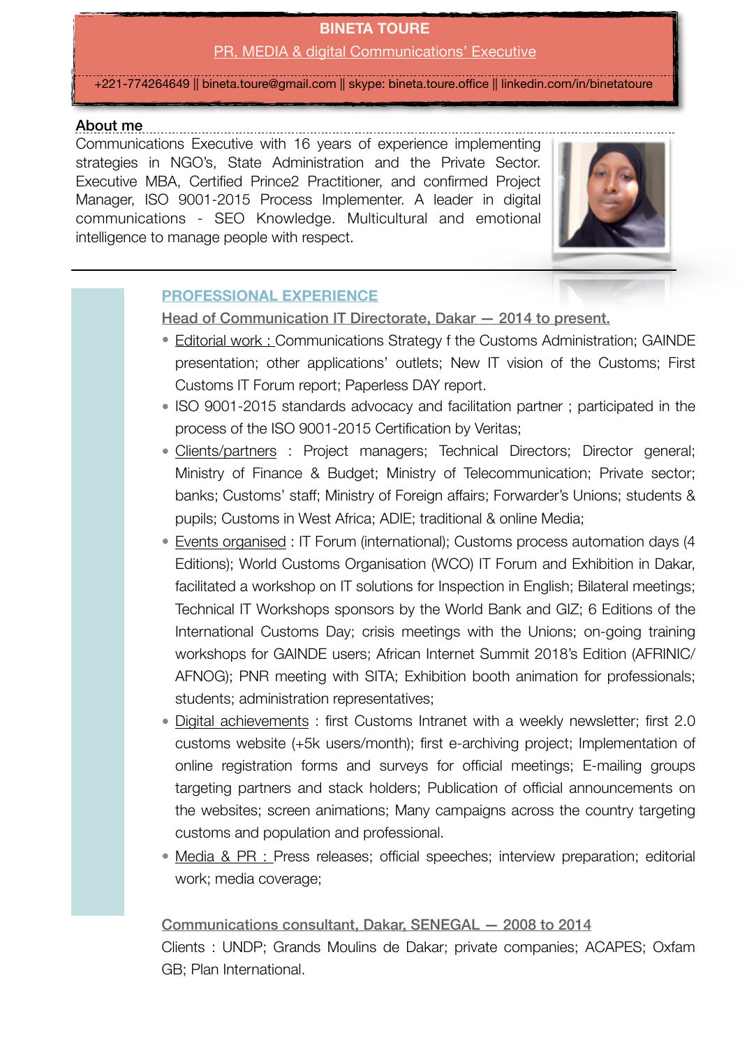# BINETA TOURE

PR, MEDIA & digital Communications' Executive

+221-774264649 || bineta.toure@gmail.com || skype: bineta.toure.office || linkedin.com/in/binetatoure

## About me

Communications Executive with 16 years of experience implementing strategies in NGO's, State Administration and the Private Sector. Executive MBA, Certified Prince2 Practitioner, and confirmed Project Manager, ISO 9001-2015 Process Implementer. A leader in digital communications - SEO Knowledge. Multicultural and emotional intelligence to manage people with respect.

## PROFESSIONAL EXPERIENCE

### Head of Communication IT Directorate, Dakar — 2014 to present.

- Editorial work : Communications Strategy f the Customs Administration; GAINDE presentation; other applications' outlets; New IT vision of the Customs; First Customs IT Forum report; Paperless DAY report.
- ISO 9001-2015 standards advocacy and facilitation partner ; participated in the process of the ISO 9001-2015 Certification by Veritas;
- Clients/partners : Project managers; Technical Directors; Director general; Ministry of Finance & Budget; Ministry of Telecommunication; Private sector; banks; Customs' staff; Ministry of Foreign affairs; Forwarder's Unions; students & pupils; Customs in West Africa; ADIE; traditional & online Media;
- Events organised : IT Forum (international); Customs process automation days (4 Editions); World Customs Organisation (WCO) IT Forum and Exhibition in Dakar, facilitated a workshop on IT solutions for Inspection in English; Bilateral meetings; Technical IT Workshops sponsors by the World Bank and GIZ; 6 Editions of the International Customs Day; crisis meetings with the Unions; on-going training workshops for GAINDE users; African Internet Summit 2018's Edition (AFRINIC/AFNOG); PNR meeting with SITA; Exhibition booth animation for professionals; students; administration representatives;
- Digital achievements : first Customs Intranet with a weekly newsletter; first 2.0 customs website (+5k users/month); first e-archiving project; Implementation of online registration forms and surveys for official meetings; E-mailing groups targeting partners and stack holders; Publication of official announcements on the websites; screen animations; Many campaigns across the country targeting customs and population and professional.
- Media & PR : Press releases; official speeches; interview preparation; editorial work; media coverage;

### Communications consultant, Dakar, SENEGAL — 2008 to 2014

Clients : UNDP; Grands Moulins de Dakar; private companies; ACAPES; Oxfam GB; Plan International.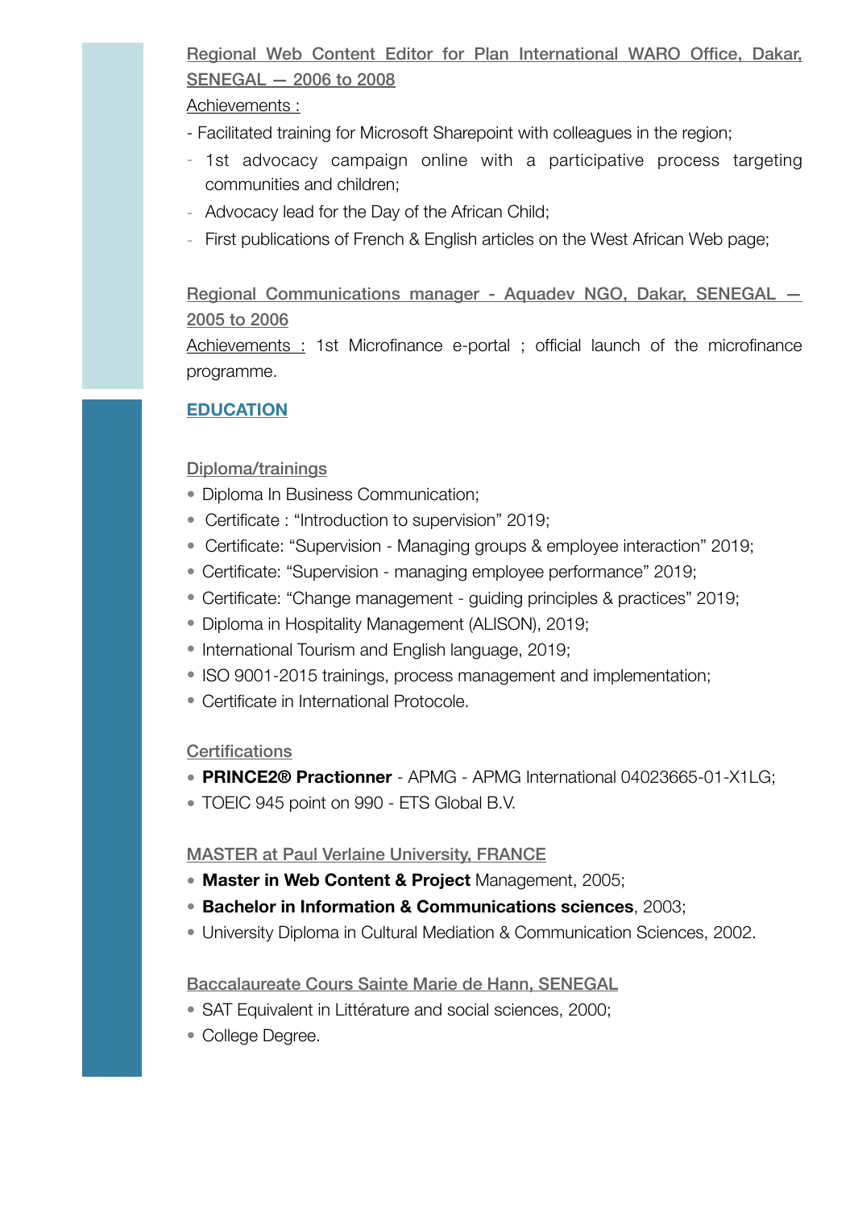Regional Web Content Editor for Plan International WARO Office, Dakar, SENEGAL — 2006 to 2008

Achievements :

- Facilitated training for Microsoft Sharepoint with colleagues in the region;
- 1st advocacy campaign online with a participative process targeting communities and children;
- Advocacy lead for the Day of the African Child;
- First publications of French & English articles on the West African Web page;

Regional Communications manager - Aquadev NGO, Dakar, SENEGAL — 2005 to 2006

Achievements : 1st Microfinance e-portal ; official launch of the microfinance programme.

## EDUCATION

### Diploma/trainings

- Diploma In Business Communication;
- Certificate : “Introduction to supervision” 2019;
- Certificate: “Supervision - Managing groups & employee interaction” 2019;
- Certificate: “Supervision - managing employee performance” 2019;
- Certificate: “Change management - guiding principles & practices” 2019;
- Diploma in Hospitality Management (ALISON), 2019;
- International Tourism and English language, 2019;
- ISO 9001-2015 trainings, process management and implementation;
- Certificate in International Protocole.

### Certifications

- **PRINCE2® Practionner** - APMG - APMG International 04023665-01-X1LG;
- TOEIC 945 point on 990 - ETS Global B.V.

### MASTER at Paul Verlaine University, FRANCE

- **Master in Web Content & Project** Management, 2005;
- **Bachelor in Information & Communications sciences**, 2003;
- University Diploma in Cultural Mediation & Communication Sciences, 2002.

### Baccalaureate Cours Sainte Marie de Hann, SENEGAL

- SAT Equivalent in Littérature and social sciences, 2000;
- College Degree.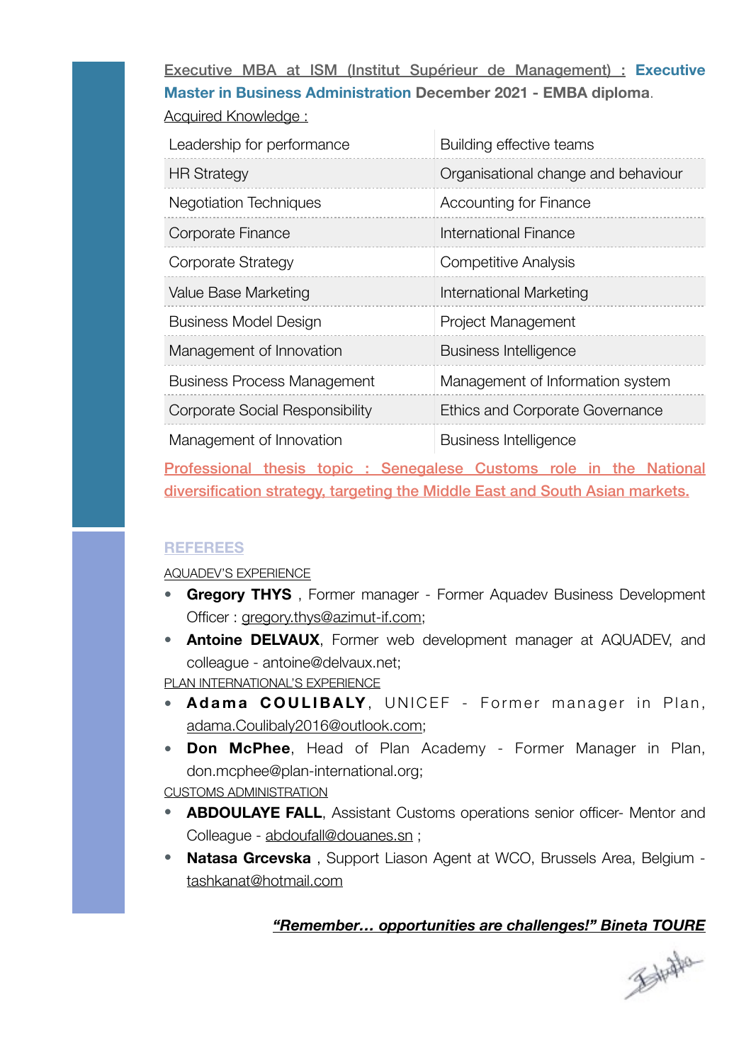Executive MBA at ISM (Institut Supérieur de Management) : **Executive Master in Business Administration December 2021 - EMBA diploma**.

Acquired Knowledge :

| | |
|---|---|
| Leadership for performance | Building effective teams |
| HR Strategy | Organisational change and behaviour |
| Negotiation Techniques | Accounting for Finance |
| Corporate Finance | International Finance |
| Corporate Strategy | Competitive Analysis |
| Value Base Marketing | International Marketing |
| Business Model Design | Project Management |
| Management of Innovation | Business Intelligence |
| Business Process Management | Management of Information system |
| Corporate Social Responsibility | Ethics and Corporate Governance |
| Management of Innovation | Business Intelligence |

Professional thesis topic : Senegalese Customs role in the National diversification strategy, targeting the Middle East and South Asian markets.

## REFEREES

AQUADEV'S EXPERIENCE

- **Gregory THYS** , Former manager - Former Aquadev Business Development Officer : gregory.thys@azimut-if.com;
- **Antoine DELVAUX**, Former web development manager at AQUADEV, and colleague - antoine@delvaux.net;

PLAN INTERNATIONAL'S EXPERIENCE

- **Adama COULIBALY**, UNICEF - Former manager in Plan, adama.Coulibaly2016@outlook.com;
- **Don McPhee**, Head of Plan Academy - Former Manager in Plan, don.mcphee@plan-international.org;

CUSTOMS ADMINISTRATION

- **ABDOULAYE FALL**, Assistant Customs operations senior officer- Mentor and Colleague - abdoufall@douanes.sn ;
- **Natasa Grcevska** , Support Liason Agent at WCO, Brussels Area, Belgium - tashkanat@hotmail.com

***"Remember… opportunities are challenges!" Bineta TOURE***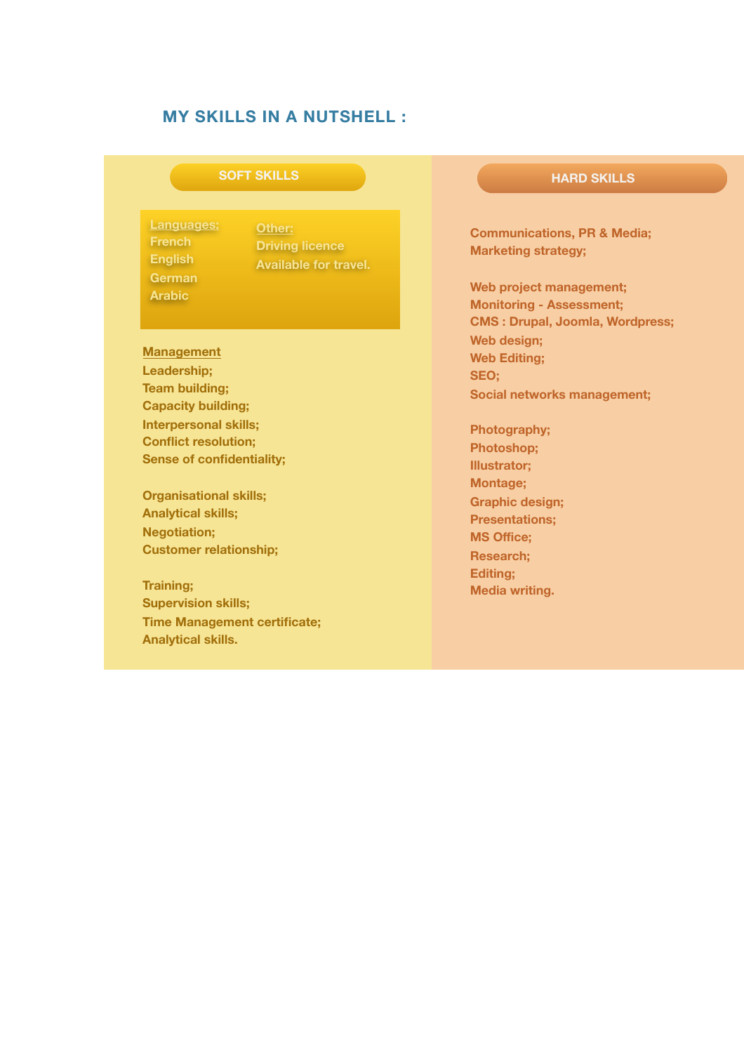## MY SKILLS IN A NUTSHELL :

### SOFT SKILLS

**Languages:**
French
English
German
Arabic

**Other:**
Driving licence
Available for travel.

**Management**
Leadership;
Team building;
Capacity building;
Interpersonal skills;
Conflict resolution;
Sense of confidentiality;

Organisational skills;
Analytical skills;
Negotiation;
Customer relationship;

Training;
Supervision skills;
Time Management certificate;
Analytical skills.

### HARD SKILLS

Communications, PR & Media;
Marketing strategy;

Web project management;
Monitoring - Assessment;
CMS : Drupal, Joomla, Wordpress;
Web design;
Web Editing;
SEO;
Social networks management;

Photography;
Photoshop;
Illustrator;
Montage;
Graphic design;
Presentations;
MS Office;
Research;
Editing;
Media writing.